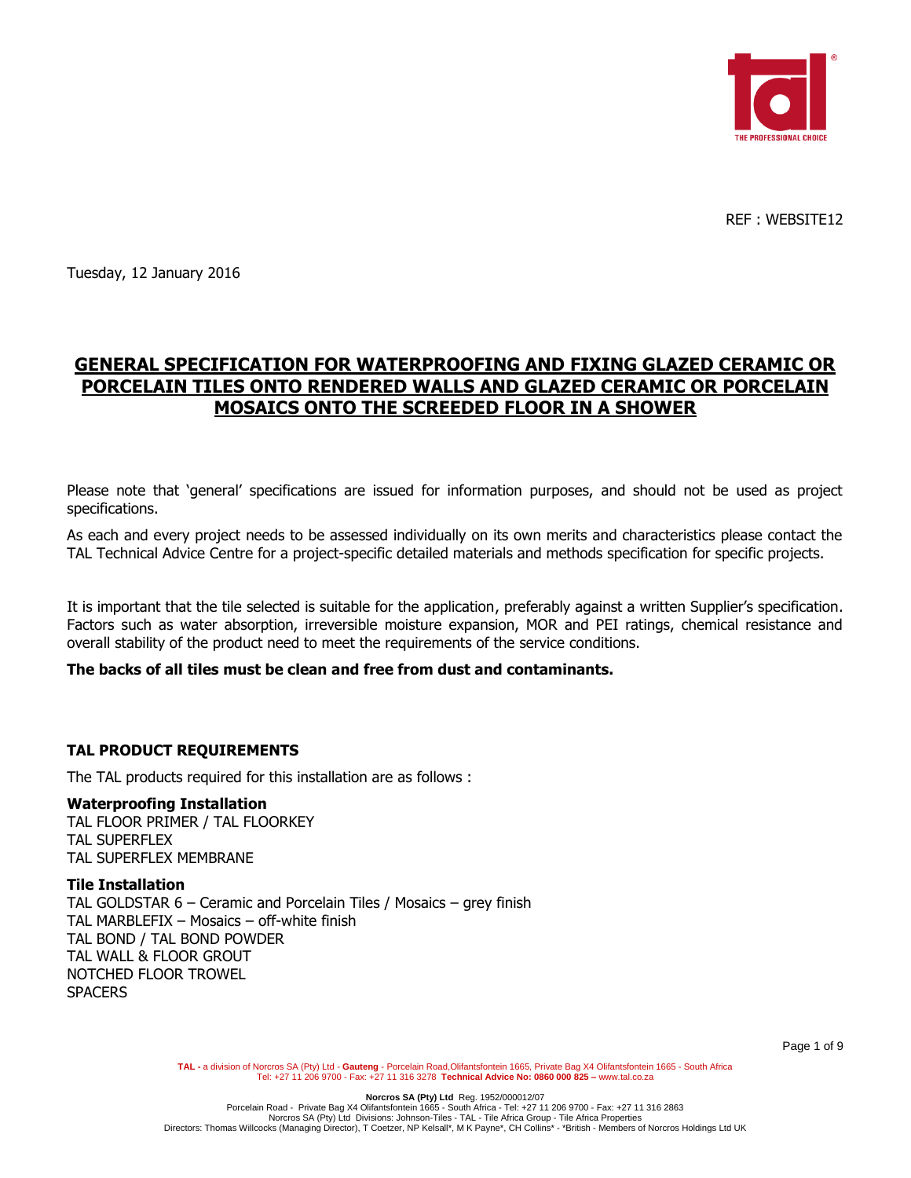REF : WEBSITE12

Tuesday, 12 January 2016

# GENERAL SPECIFICATION FOR WATERPROOFING AND FIXING GLAZED CERAMIC OR PORCELAIN TILES ONTO RENDERED WALLS AND GLAZED CERAMIC OR PORCELAIN MOSAICS ONTO THE SCREEDED FLOOR IN A SHOWER

Please note that 'general' specifications are issued for information purposes, and should not be used as project specifications.

As each and every project needs to be assessed individually on its own merits and characteristics please contact the TAL Technical Advice Centre for a project-specific detailed materials and methods specification for specific projects.

It is important that the tile selected is suitable for the application, preferably against a written Supplier's specification. Factors such as water absorption, irreversible moisture expansion, MOR and PEI ratings, chemical resistance and overall stability of the product need to meet the requirements of the service conditions.

**The backs of all tiles must be clean and free from dust and contaminants.**

## TAL PRODUCT REQUIREMENTS

The TAL products required for this installation are as follows :

### Waterproofing Installation

TAL FLOOR PRIMER / TAL FLOORKEY
TAL SUPERFLEX
TAL SUPERFLEX MEMBRANE

### Tile Installation

TAL GOLDSTAR 6 – Ceramic and Porcelain Tiles / Mosaics – grey finish
TAL MARBLEFIX – Mosaics – off-white finish
TAL BOND / TAL BOND POWDER
TAL WALL & FLOOR GROUT
NOTCHED FLOOR TROWEL
SPACERS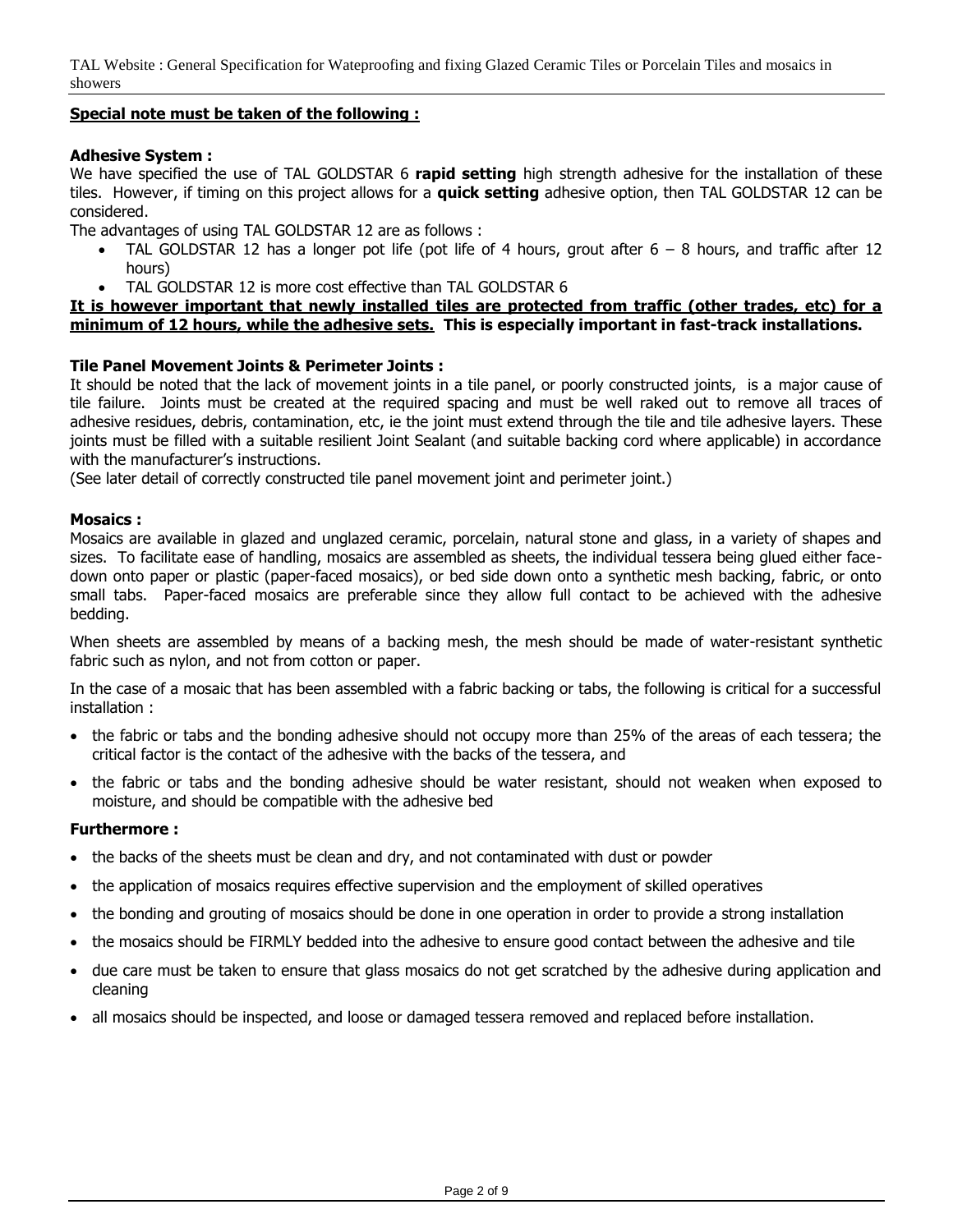**Special note must be taken of the following :**

**Adhesive System :**

We have specified the use of TAL GOLDSTAR 6 **rapid setting** high strength adhesive for the installation of these tiles. However, if timing on this project allows for a **quick setting** adhesive option, then TAL GOLDSTAR 12 can be considered.

The advantages of using TAL GOLDSTAR 12 are as follows :

- TAL GOLDSTAR 12 has a longer pot life (pot life of 4 hours, grout after 6 – 8 hours, and traffic after 12 hours)
- TAL GOLDSTAR 12 is more cost effective than TAL GOLDSTAR 6

**It is however important that newly installed tiles are protected from traffic (other trades, etc) for a minimum of 12 hours, while the adhesive sets. This is especially important in fast-track installations.**

**Tile Panel Movement Joints & Perimeter Joints :**

It should be noted that the lack of movement joints in a tile panel, or poorly constructed joints, is a major cause of tile failure. Joints must be created at the required spacing and must be well raked out to remove all traces of adhesive residues, debris, contamination, etc, ie the joint must extend through the tile and tile adhesive layers. These joints must be filled with a suitable resilient Joint Sealant (and suitable backing cord where applicable) in accordance with the manufacturer's instructions.

(See later detail of correctly constructed tile panel movement joint and perimeter joint.)

**Mosaics :**

Mosaics are available in glazed and unglazed ceramic, porcelain, natural stone and glass, in a variety of shapes and sizes. To facilitate ease of handling, mosaics are assembled as sheets, the individual tessera being glued either face-down onto paper or plastic (paper-faced mosaics), or bed side down onto a synthetic mesh backing, fabric, or onto small tabs. Paper-faced mosaics are preferable since they allow full contact to be achieved with the adhesive bedding.

When sheets are assembled by means of a backing mesh, the mesh should be made of water-resistant synthetic fabric such as nylon, and not from cotton or paper.

In the case of a mosaic that has been assembled with a fabric backing or tabs, the following is critical for a successful installation :

- the fabric or tabs and the bonding adhesive should not occupy more than 25% of the areas of each tessera; the critical factor is the contact of the adhesive with the backs of the tessera, and
- the fabric or tabs and the bonding adhesive should be water resistant, should not weaken when exposed to moisture, and should be compatible with the adhesive bed

**Furthermore :**

- the backs of the sheets must be clean and dry, and not contaminated with dust or powder
- the application of mosaics requires effective supervision and the employment of skilled operatives
- the bonding and grouting of mosaics should be done in one operation in order to provide a strong installation
- the mosaics should be FIRMLY bedded into the adhesive to ensure good contact between the adhesive and tile
- due care must be taken to ensure that glass mosaics do not get scratched by the adhesive during application and cleaning
- all mosaics should be inspected, and loose or damaged tessera removed and replaced before installation.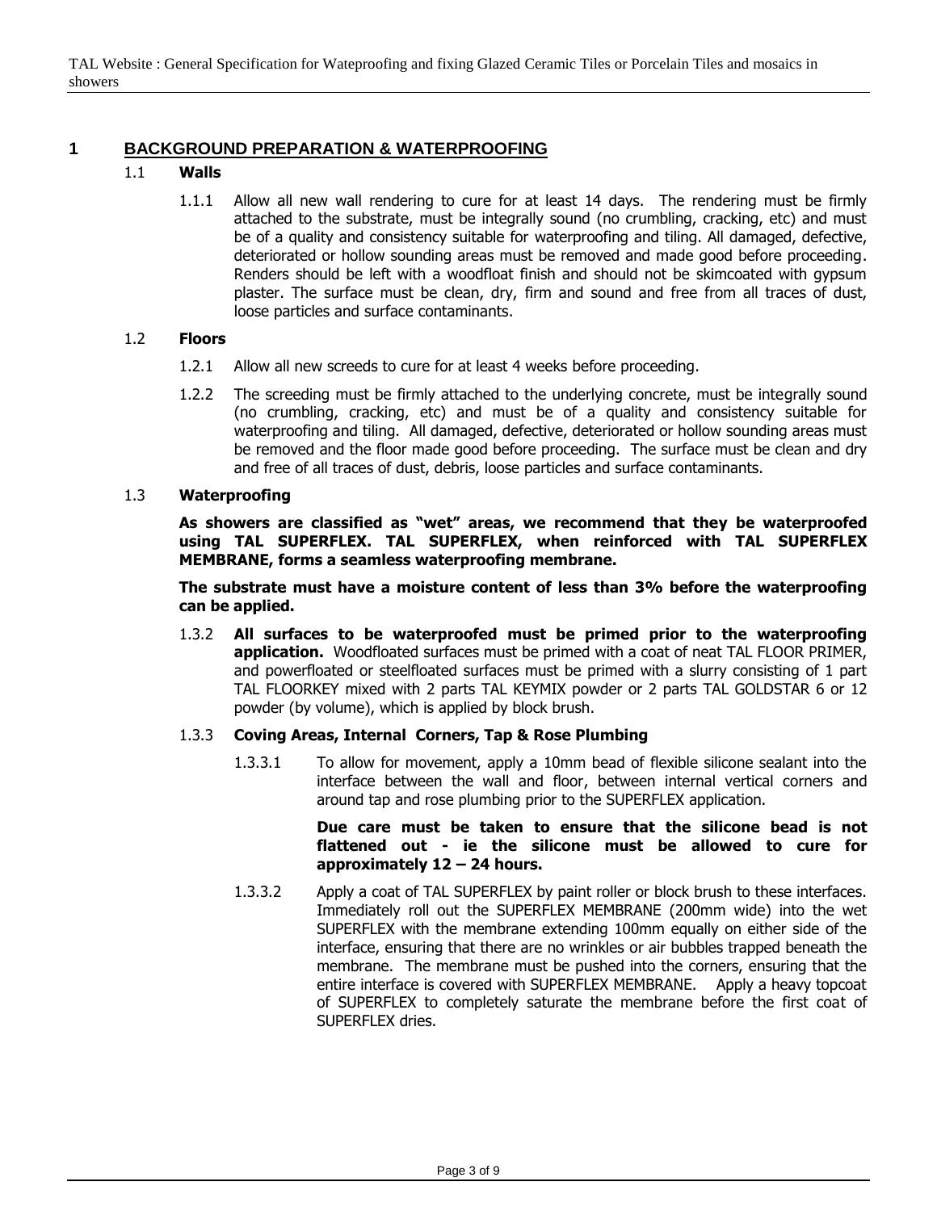# 1 BACKGROUND PREPARATION & WATERPROOFING

## 1.1 Walls

1.1.1 Allow all new wall rendering to cure for at least 14 days. The rendering must be firmly attached to the substrate, must be integrally sound (no crumbling, cracking, etc) and must be of a quality and consistency suitable for waterproofing and tiling. All damaged, defective, deteriorated or hollow sounding areas must be removed and made good before proceeding. Renders should be left with a woodfloat finish and should not be skimcoated with gypsum plaster. The surface must be clean, dry, firm and sound and free from all traces of dust, loose particles and surface contaminants.

## 1.2 Floors

1.2.1 Allow all new screeds to cure for at least 4 weeks before proceeding.

1.2.2 The screeding must be firmly attached to the underlying concrete, must be integrally sound (no crumbling, cracking, etc) and must be of a quality and consistency suitable for waterproofing and tiling. All damaged, defective, deteriorated or hollow sounding areas must be removed and the floor made good before proceeding. The surface must be clean and dry and free of all traces of dust, debris, loose particles and surface contaminants.

## 1.3 Waterproofing

**As showers are classified as "wet" areas, we recommend that they be waterproofed using TAL SUPERFLEX. TAL SUPERFLEX, when reinforced with TAL SUPERFLEX MEMBRANE, forms a seamless waterproofing membrane.**

**The substrate must have a moisture content of less than 3% before the waterproofing can be applied.**

1.3.2 **All surfaces to be waterproofed must be primed prior to the waterproofing application.** Woodfloated surfaces must be primed with a coat of neat TAL FLOOR PRIMER, and powerfloated or steelfloated surfaces must be primed with a slurry consisting of 1 part TAL FLOORKEY mixed with 2 parts TAL KEYMIX powder or 2 parts TAL GOLDSTAR 6 or 12 powder (by volume), which is applied by block brush.

### 1.3.3 Coving Areas, Internal Corners, Tap & Rose Plumbing

1.3.3.1 To allow for movement, apply a 10mm bead of flexible silicone sealant into the interface between the wall and floor, between internal vertical corners and around tap and rose plumbing prior to the SUPERFLEX application.

**Due care must be taken to ensure that the silicone bead is not flattened out - ie the silicone must be allowed to cure for approximately 12 – 24 hours.**

1.3.3.2 Apply a coat of TAL SUPERFLEX by paint roller or block brush to these interfaces. Immediately roll out the SUPERFLEX MEMBRANE (200mm wide) into the wet SUPERFLEX with the membrane extending 100mm equally on either side of the interface, ensuring that there are no wrinkles or air bubbles trapped beneath the membrane. The membrane must be pushed into the corners, ensuring that the entire interface is covered with SUPERFLEX MEMBRANE. Apply a heavy topcoat of SUPERFLEX to completely saturate the membrane before the first coat of SUPERFLEX dries.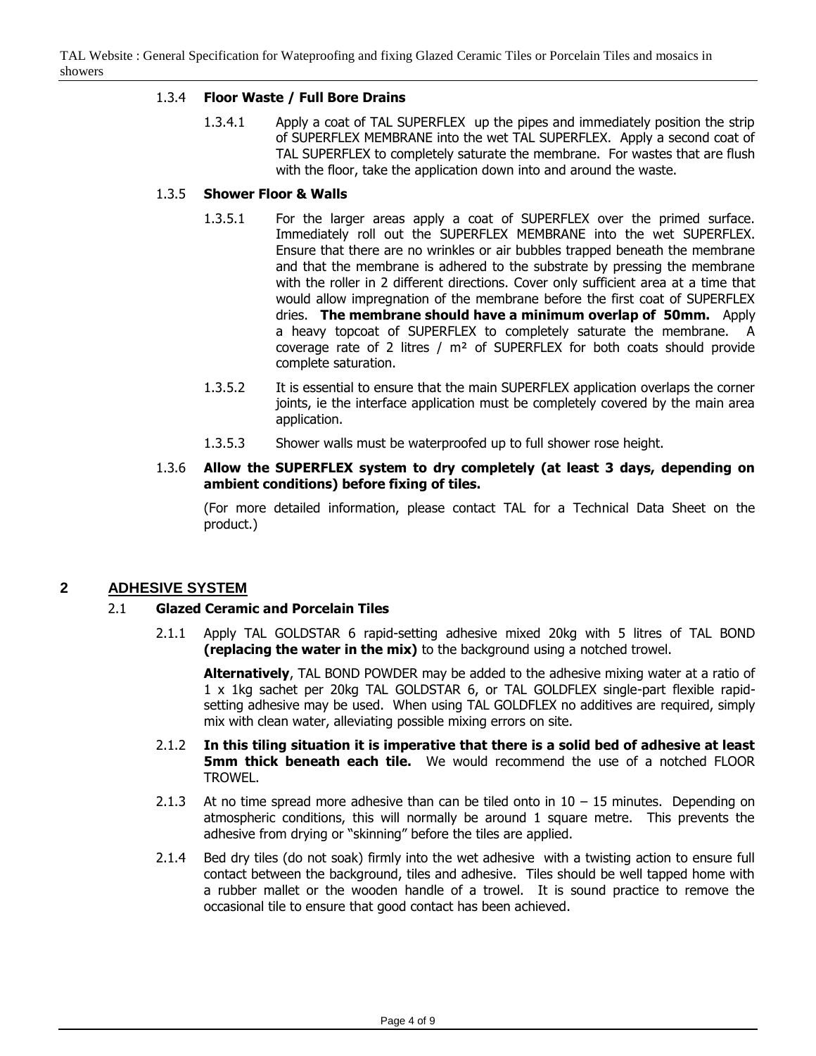#### 1.3.4 **Floor Waste / Full Bore Drains**

1.3.4.1 Apply a coat of TAL SUPERFLEX up the pipes and immediately position the strip of SUPERFLEX MEMBRANE into the wet TAL SUPERFLEX. Apply a second coat of TAL SUPERFLEX to completely saturate the membrane. For wastes that are flush with the floor, take the application down into and around the waste.

#### 1.3.5 **Shower Floor & Walls**

1.3.5.1 For the larger areas apply a coat of SUPERFLEX over the primed surface. Immediately roll out the SUPERFLEX MEMBRANE into the wet SUPERFLEX. Ensure that there are no wrinkles or air bubbles trapped beneath the membrane and that the membrane is adhered to the substrate by pressing the membrane with the roller in 2 different directions. Cover only sufficient area at a time that would allow impregnation of the membrane before the first coat of SUPERFLEX dries. **The membrane should have a minimum overlap of 50mm.** Apply a heavy topcoat of SUPERFLEX to completely saturate the membrane. A coverage rate of 2 litres / m² of SUPERFLEX for both coats should provide complete saturation.

1.3.5.2 It is essential to ensure that the main SUPERFLEX application overlaps the corner joints, ie the interface application must be completely covered by the main area application.

1.3.5.3 Shower walls must be waterproofed up to full shower rose height.

1.3.6 **Allow the SUPERFLEX system to dry completely (at least 3 days, depending on ambient conditions) before fixing of tiles.**

(For more detailed information, please contact TAL for a Technical Data Sheet on the product.)

## 2 ADHESIVE SYSTEM

### 2.1 **Glazed Ceramic and Porcelain Tiles**

2.1.1 Apply TAL GOLDSTAR 6 rapid-setting adhesive mixed 20kg with 5 litres of TAL BOND **(replacing the water in the mix)** to the background using a notched trowel.

**Alternatively**, TAL BOND POWDER may be added to the adhesive mixing water at a ratio of 1 x 1kg sachet per 20kg TAL GOLDSTAR 6, or TAL GOLDFLEX single-part flexible rapid-setting adhesive may be used. When using TAL GOLDFLEX no additives are required, simply mix with clean water, alleviating possible mixing errors on site.

2.1.2 **In this tiling situation it is imperative that there is a solid bed of adhesive at least 5mm thick beneath each tile.** We would recommend the use of a notched FLOOR TROWEL.

2.1.3 At no time spread more adhesive than can be tiled onto in 10 – 15 minutes. Depending on atmospheric conditions, this will normally be around 1 square metre. This prevents the adhesive from drying or "skinning" before the tiles are applied.

2.1.4 Bed dry tiles (do not soak) firmly into the wet adhesive with a twisting action to ensure full contact between the background, tiles and adhesive. Tiles should be well tapped home with a rubber mallet or the wooden handle of a trowel. It is sound practice to remove the occasional tile to ensure that good contact has been achieved.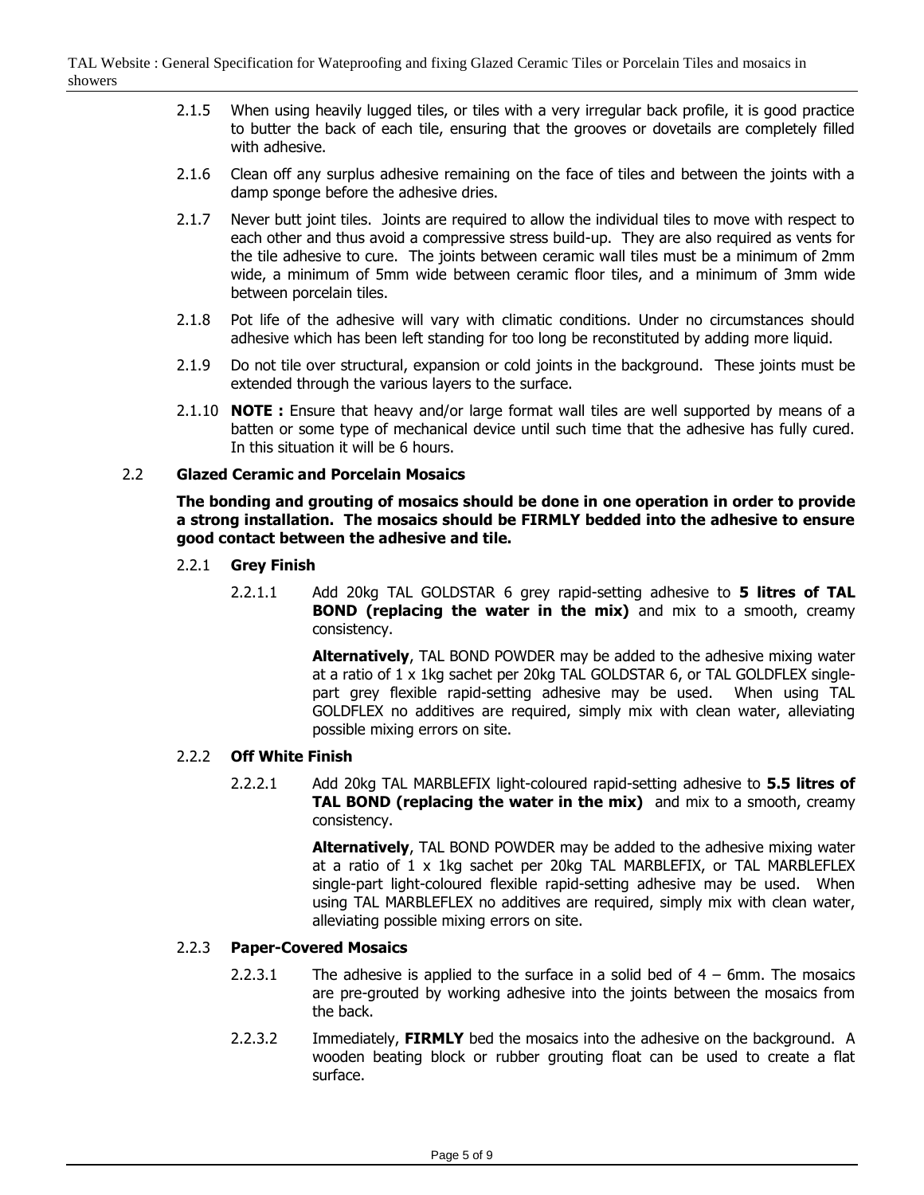2.1.5 When using heavily lugged tiles, or tiles with a very irregular back profile, it is good practice to butter the back of each tile, ensuring that the grooves or dovetails are completely filled with adhesive.

2.1.6 Clean off any surplus adhesive remaining on the face of tiles and between the joints with a damp sponge before the adhesive dries.

2.1.7 Never butt joint tiles. Joints are required to allow the individual tiles to move with respect to each other and thus avoid a compressive stress build-up. They are also required as vents for the tile adhesive to cure. The joints between ceramic wall tiles must be a minimum of 2mm wide, a minimum of 5mm wide between ceramic floor tiles, and a minimum of 3mm wide between porcelain tiles.

2.1.8 Pot life of the adhesive will vary with climatic conditions. Under no circumstances should adhesive which has been left standing for too long be reconstituted by adding more liquid.

2.1.9 Do not tile over structural, expansion or cold joints in the background. These joints must be extended through the various layers to the surface.

2.1.10 **NOTE :** Ensure that heavy and/or large format wall tiles are well supported by means of a batten or some type of mechanical device until such time that the adhesive has fully cured. In this situation it will be 6 hours.

## 2.2 Glazed Ceramic and Porcelain Mosaics

**The bonding and grouting of mosaics should be done in one operation in order to provide a strong installation. The mosaics should be FIRMLY bedded into the adhesive to ensure good contact between the adhesive and tile.**

### 2.2.1 Grey Finish

2.2.1.1 Add 20kg TAL GOLDSTAR 6 grey rapid-setting adhesive to **5 litres of TAL BOND (replacing the water in the mix)** and mix to a smooth, creamy consistency.

**Alternatively**, TAL BOND POWDER may be added to the adhesive mixing water at a ratio of 1 x 1kg sachet per 20kg TAL GOLDSTAR 6, or TAL GOLDFLEX single-part grey flexible rapid-setting adhesive may be used. When using TAL GOLDFLEX no additives are required, simply mix with clean water, alleviating possible mixing errors on site.

### 2.2.2 Off White Finish

2.2.2.1 Add 20kg TAL MARBLEFIX light-coloured rapid-setting adhesive to **5.5 litres of TAL BOND (replacing the water in the mix)** and mix to a smooth, creamy consistency.

**Alternatively**, TAL BOND POWDER may be added to the adhesive mixing water at a ratio of 1 x 1kg sachet per 20kg TAL MARBLEFIX, or TAL MARBLEFLEX single-part light-coloured flexible rapid-setting adhesive may be used. When using TAL MARBLEFLEX no additives are required, simply mix with clean water, alleviating possible mixing errors on site.

### 2.2.3 Paper-Covered Mosaics

2.2.3.1 The adhesive is applied to the surface in a solid bed of 4 – 6mm. The mosaics are pre-grouted by working adhesive into the joints between the mosaics from the back.

2.2.3.2 Immediately, **FIRMLY** bed the mosaics into the adhesive on the background. A wooden beating block or rubber grouting float can be used to create a flat surface.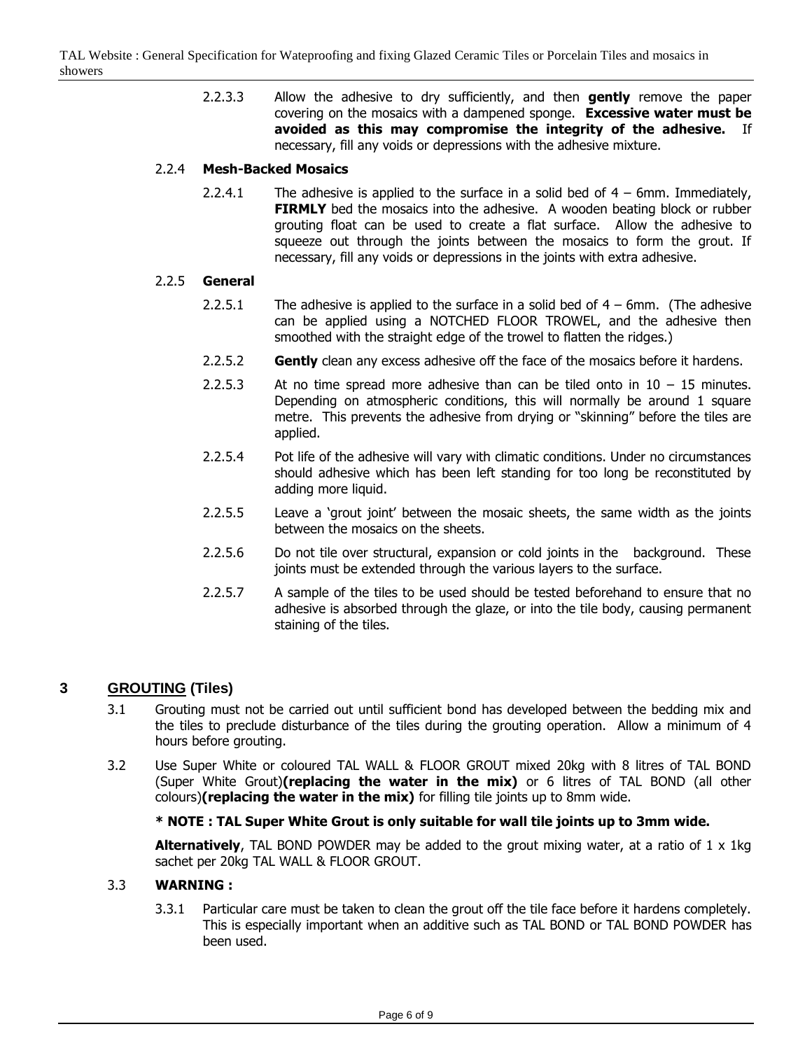2.2.3.3 Allow the adhesive to dry sufficiently, and then **gently** remove the paper covering on the mosaics with a dampened sponge. **Excessive water must be avoided as this may compromise the integrity of the adhesive.** If necessary, fill any voids or depressions with the adhesive mixture.

### 2.2.4 Mesh-Backed Mosaics

2.2.4.1 The adhesive is applied to the surface in a solid bed of 4 – 6mm. Immediately, **FIRMLY** bed the mosaics into the adhesive. A wooden beating block or rubber grouting float can be used to create a flat surface. Allow the adhesive to squeeze out through the joints between the mosaics to form the grout. If necessary, fill any voids or depressions in the joints with extra adhesive.

### 2.2.5 General

2.2.5.1 The adhesive is applied to the surface in a solid bed of 4 – 6mm. (The adhesive can be applied using a NOTCHED FLOOR TROWEL, and the adhesive then smoothed with the straight edge of the trowel to flatten the ridges.)

2.2.5.2 **Gently** clean any excess adhesive off the face of the mosaics before it hardens.

2.2.5.3 At no time spread more adhesive than can be tiled onto in 10 – 15 minutes. Depending on atmospheric conditions, this will normally be around 1 square metre. This prevents the adhesive from drying or "skinning" before the tiles are applied.

2.2.5.4 Pot life of the adhesive will vary with climatic conditions. Under no circumstances should adhesive which has been left standing for too long be reconstituted by adding more liquid.

2.2.5.5 Leave a 'grout joint' between the mosaic sheets, the same width as the joints between the mosaics on the sheets.

2.2.5.6 Do not tile over structural, expansion or cold joints in the background. These joints must be extended through the various layers to the surface.

2.2.5.7 A sample of the tiles to be used should be tested beforehand to ensure that no adhesive is absorbed through the glaze, or into the tile body, causing permanent staining of the tiles.

# 3 GROUTING (Tiles)

3.1 Grouting must not be carried out until sufficient bond has developed between the bedding mix and the tiles to preclude disturbance of the tiles during the grouting operation. Allow a minimum of 4 hours before grouting.

3.2 Use Super White or coloured TAL WALL & FLOOR GROUT mixed 20kg with 8 litres of TAL BOND (Super White Grout)**(replacing the water in the mix)** or 6 litres of TAL BOND (all other colours)**(replacing the water in the mix)** for filling tile joints up to 8mm wide.

**\* NOTE : TAL Super White Grout is only suitable for wall tile joints up to 3mm wide.**

**Alternatively**, TAL BOND POWDER may be added to the grout mixing water, at a ratio of 1 x 1kg sachet per 20kg TAL WALL & FLOOR GROUT.

### 3.3 WARNING :

3.3.1 Particular care must be taken to clean the grout off the tile face before it hardens completely. This is especially important when an additive such as TAL BOND or TAL BOND POWDER has been used.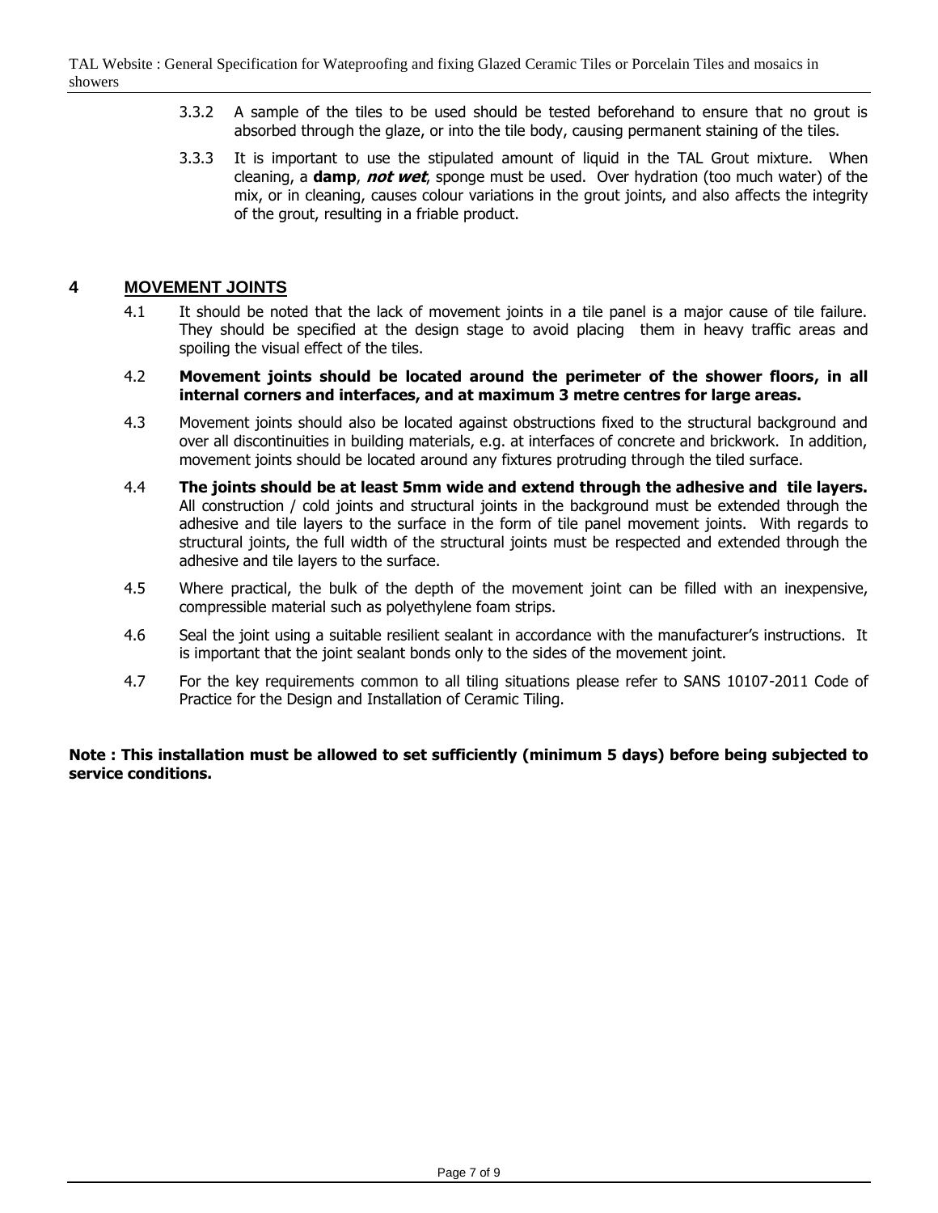3.3.2 A sample of the tiles to be used should be tested beforehand to ensure that no grout is absorbed through the glaze, or into the tile body, causing permanent staining of the tiles.

3.3.3 It is important to use the stipulated amount of liquid in the TAL Grout mixture. When cleaning, a **damp**, ***not wet***, sponge must be used. Over hydration (too much water) of the mix, or in cleaning, causes colour variations in the grout joints, and also affects the integrity of the grout, resulting in a friable product.

## 4 MOVEMENT JOINTS

4.1 It should be noted that the lack of movement joints in a tile panel is a major cause of tile failure. They should be specified at the design stage to avoid placing them in heavy traffic areas and spoiling the visual effect of the tiles.

4.2 **Movement joints should be located around the perimeter of the shower floors, in all internal corners and interfaces, and at maximum 3 metre centres for large areas.**

4.3 Movement joints should also be located against obstructions fixed to the structural background and over all discontinuities in building materials, e.g. at interfaces of concrete and brickwork. In addition, movement joints should be located around any fixtures protruding through the tiled surface.

4.4 **The joints should be at least 5mm wide and extend through the adhesive and tile layers.** All construction / cold joints and structural joints in the background must be extended through the adhesive and tile layers to the surface in the form of tile panel movement joints. With regards to structural joints, the full width of the structural joints must be respected and extended through the adhesive and tile layers to the surface.

4.5 Where practical, the bulk of the depth of the movement joint can be filled with an inexpensive, compressible material such as polyethylene foam strips.

4.6 Seal the joint using a suitable resilient sealant in accordance with the manufacturer's instructions. It is important that the joint sealant bonds only to the sides of the movement joint.

4.7 For the key requirements common to all tiling situations please refer to SANS 10107-2011 Code of Practice for the Design and Installation of Ceramic Tiling.

**Note : This installation must be allowed to set sufficiently (minimum 5 days) before being subjected to service conditions.**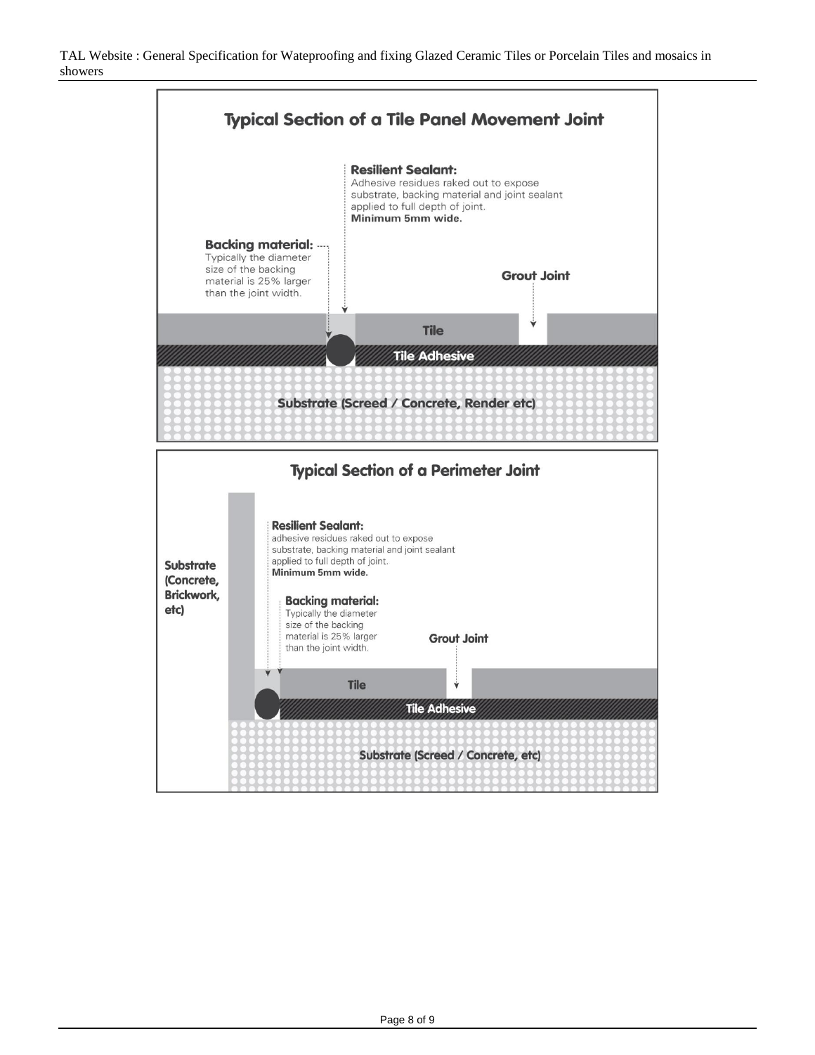## Typical Section of a Tile Panel Movement Joint

**Resilient Sealant:** Adhesive residues raked out to expose substrate, backing material and joint sealant applied to full depth of joint. **Minimum 5mm wide.**

**Backing material:** Typically the diameter size of the backing material is 25% larger than the joint width.

**Grout Joint**

**Tile**

**Tile Adhesive**

**Substrate (Screed / Concrete, Render etc)**

## Typical Section of a Perimeter Joint

**Resilient Sealant:** adhesive residues raked out to expose substrate, backing material and joint sealant applied to full depth of joint. **Minimum 5mm wide.**

**Substrate (Concrete, Brickwork, etc)**

**Backing material:** Typically the diameter size of the backing material is 25% larger than the joint width.

**Grout Joint**

**Tile**

**Tile Adhesive**

**Substrate (Screed / Concrete, etc)**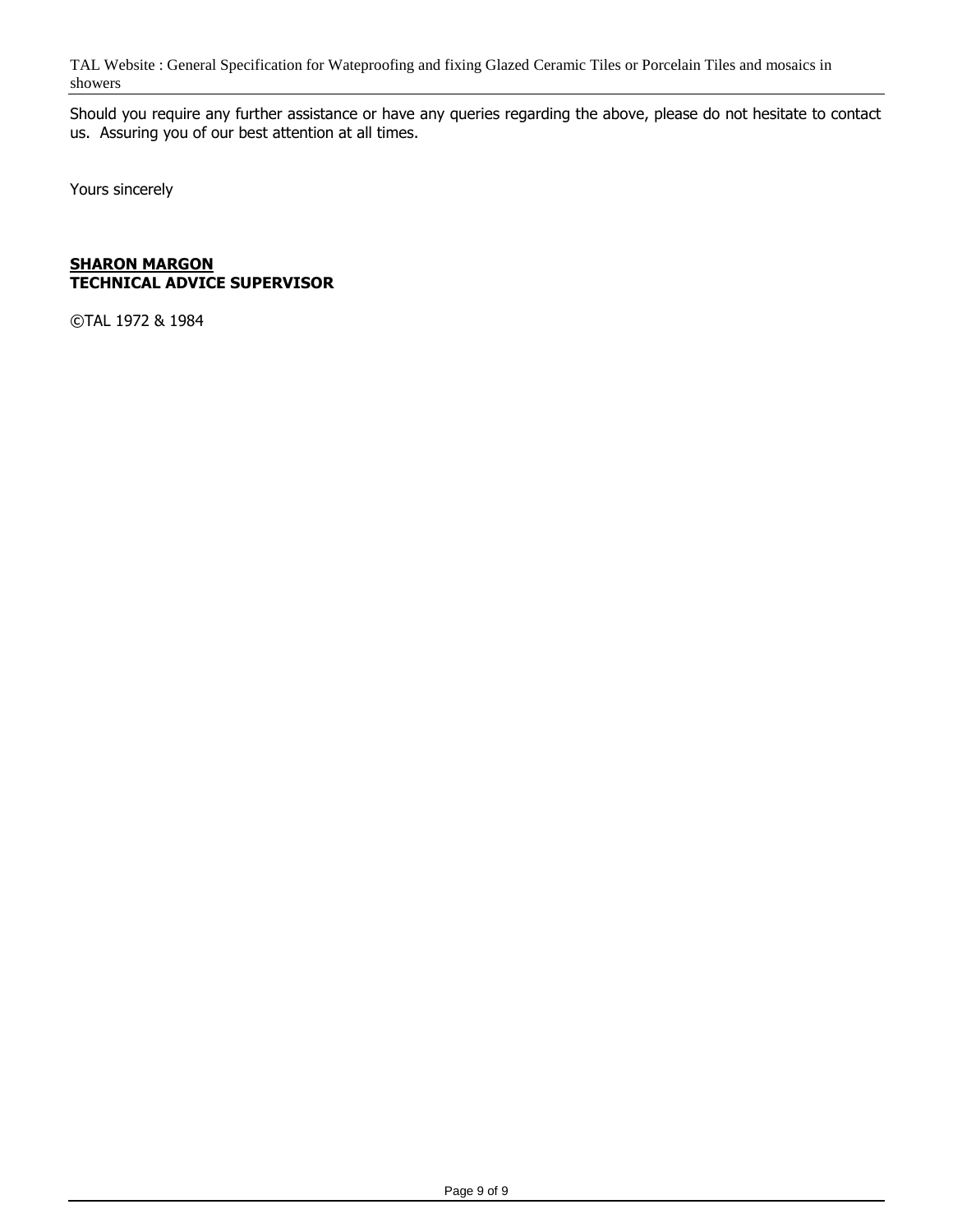Should you require any further assistance or have any queries regarding the above, please do not hesitate to contact us. Assuring you of our best attention at all times.

Yours sincerely

**SHARON MARGON**
**TECHNICAL ADVICE SUPERVISOR**

©TAL 1972 & 1984